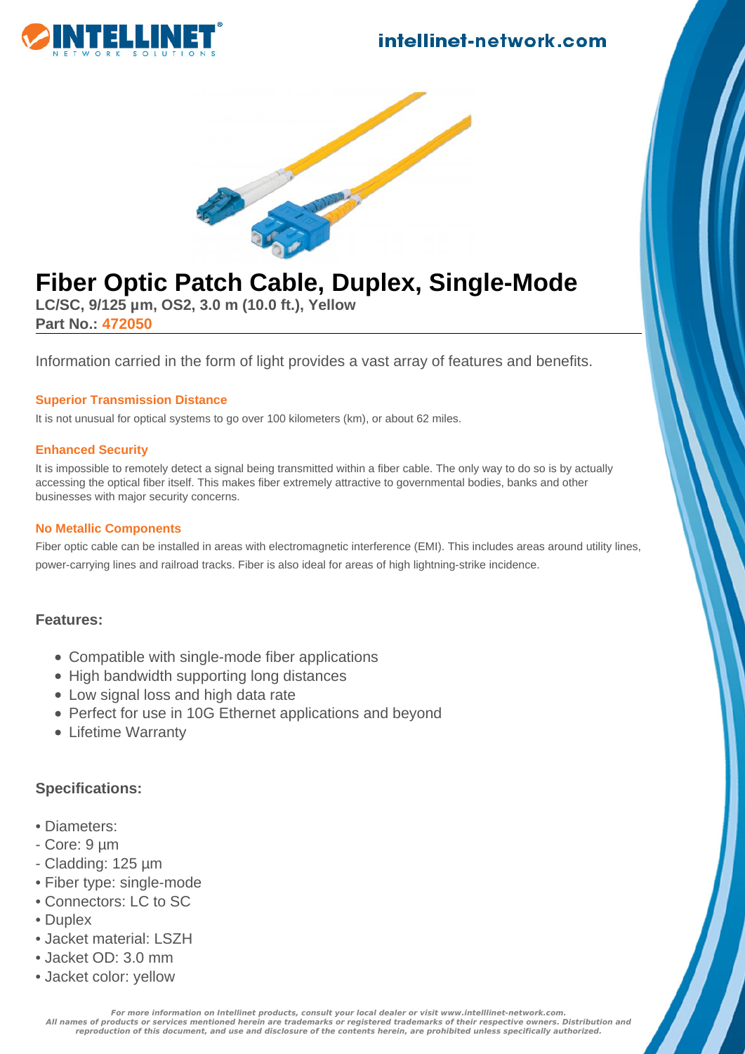# Fiber Optic Patch Cable, Duplex, Single-Mode

**LC/SC, 9/125 µm, OS2, 3.0 m (10.0 ft.), Yellow**

**Part No.: 472050**

Information carried in the form of light provides a vast array of features and benefits.

### Superior Transmission Distance

It is not unusual for optical systems to go over 100 kilometers (km), or about 62 miles.

### Enhanced Security

It is impossible to remotely detect a signal being transmitted within a fiber cable. The only way to do so is by actually accessing the optical fiber itself. This makes fiber extremely attractive to governmental bodies, banks and other businesses with major security concerns.

### No Metallic Components

Fiber optic cable can be installed in areas with electromagnetic interference (EMI). This includes areas around utility lines, power-carrying lines and railroad tracks. Fiber is also ideal for areas of high lightning-strike incidence.

## Features:

- Compatible with single-mode fiber applications
- High bandwidth supporting long distances
- Low signal loss and high data rate
- Perfect for use in 10G Ethernet applications and beyond
- Lifetime Warranty

## Specifications:

• Diameters:
- Core: 9 µm
- Cladding: 125 µm
• Fiber type: single-mode
• Connectors: LC to SC
• Duplex
• Jacket material: LSZH
• Jacket OD: 3.0 mm
• Jacket color: yellow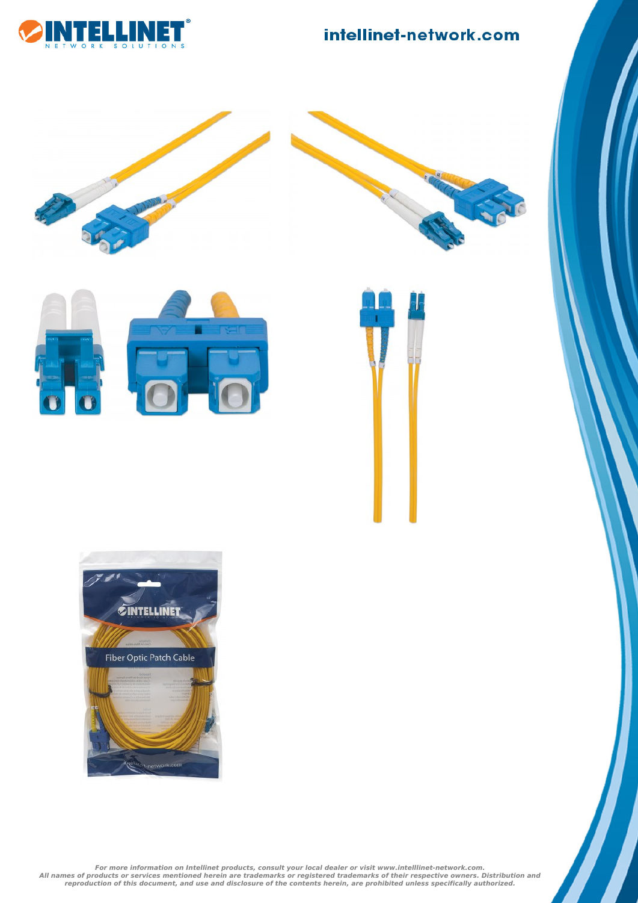For more information on Intellinet products, consult your local dealer or visit www.intelllinet-network.com.
All names of products or services mentioned herein are trademarks or registered trademarks of their respective owners. Distribution and reproduction of this document, and use and disclosure of the contents herein, are prohibited unless specifically authorized.